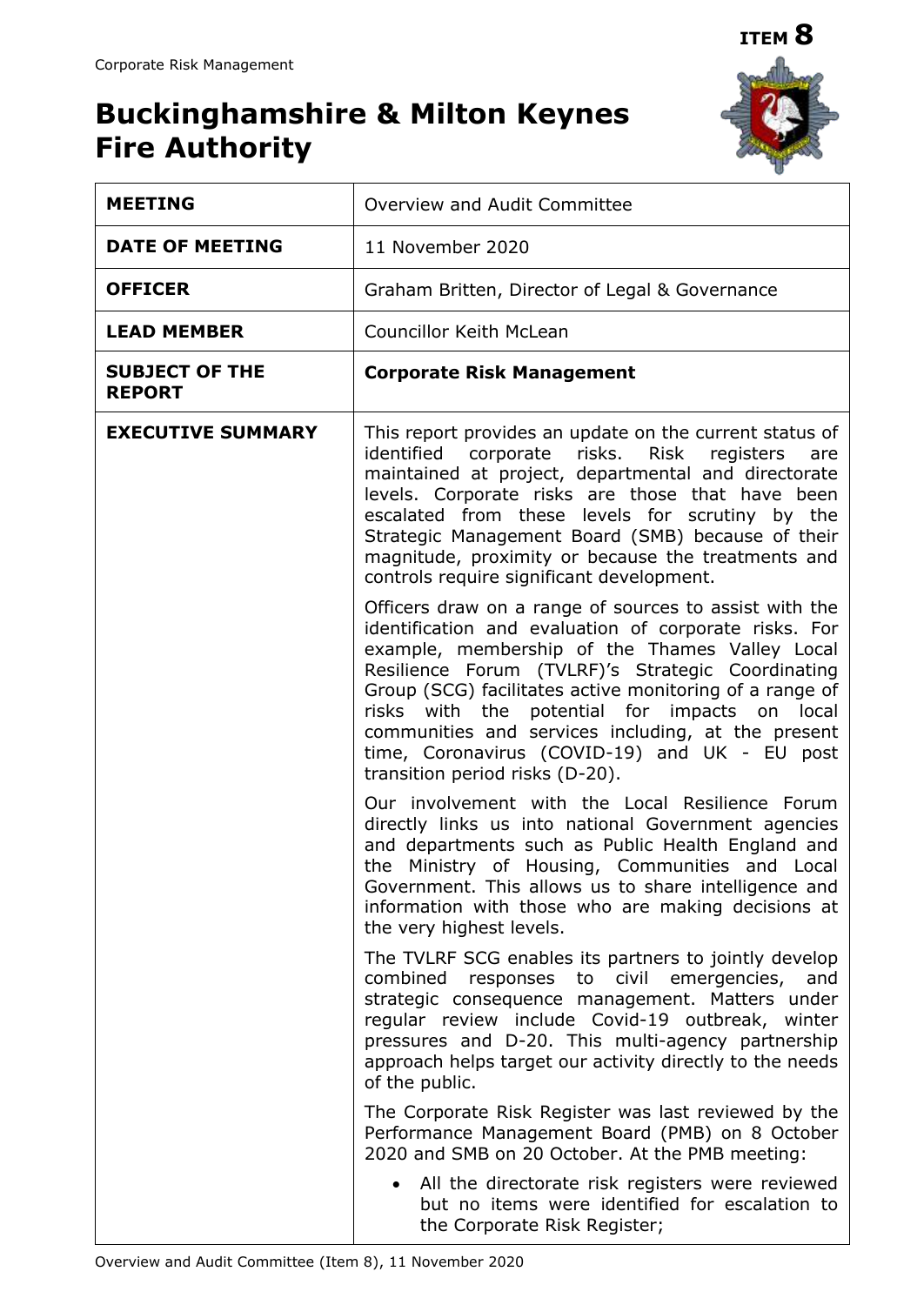**ITEM 8**

# Buckinghamshire & Milton Keynes Fire Authority

| | |
|---|---|
| **MEETING** | Overview and Audit Committee |
| **DATE OF MEETING** | 11 November 2020 |
| **OFFICER** | Graham Britten, Director of Legal & Governance |
| **LEAD MEMBER** | Councillor Keith McLean |
| **SUBJECT OF THE REPORT** | **Corporate Risk Management** |
| **EXECUTIVE SUMMARY** | This report provides an update on the current status of identified corporate risks. Risk registers are maintained at project, departmental and directorate levels. Corporate risks are those that have been escalated from these levels for scrutiny by the Strategic Management Board (SMB) because of their magnitude, proximity or because the treatments and controls require significant development.<br><br>Officers draw on a range of sources to assist with the identification and evaluation of corporate risks. For example, membership of the Thames Valley Local Resilience Forum (TVLRF)'s Strategic Coordinating Group (SCG) facilitates active monitoring of a range of risks with the potential for impacts on local communities and services including, at the present time, Coronavirus (COVID-19) and UK - EU post transition period risks (D-20).<br><br>Our involvement with the Local Resilience Forum directly links us into national Government agencies and departments such as Public Health England and the Ministry of Housing, Communities and Local Government. This allows us to share intelligence and information with those who are making decisions at the very highest levels.<br><br>The TVLRF SCG enables its partners to jointly develop combined responses to civil emergencies, and strategic consequence management. Matters under regular review include Covid-19 outbreak, winter pressures and D-20. This multi-agency partnership approach helps target our activity directly to the needs of the public.<br><br>The Corporate Risk Register was last reviewed by the Performance Management Board (PMB) on 8 October 2020 and SMB on 20 October. At the PMB meeting:<br><br>• All the directorate risk registers were reviewed but no items were identified for escalation to the Corporate Risk Register; |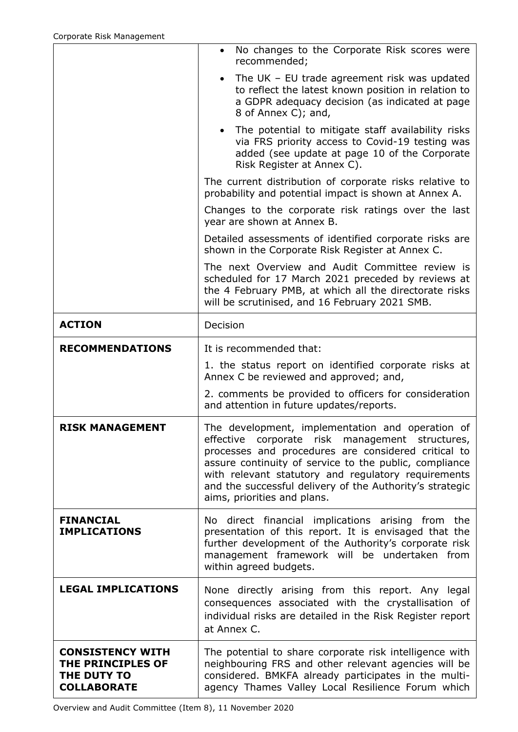| | |
|---|---|
| | • No changes to the Corporate Risk scores were recommended;<br>• The UK – EU trade agreement risk was updated to reflect the latest known position in relation to a GDPR adequacy decision (as indicated at page 8 of Annex C); and,<br>• The potential to mitigate staff availability risks via FRS priority access to Covid-19 testing was added (see update at page 10 of the Corporate Risk Register at Annex C).<br><br>The current distribution of corporate risks relative to probability and potential impact is shown at Annex A.<br><br>Changes to the corporate risk ratings over the last year are shown at Annex B.<br><br>Detailed assessments of identified corporate risks are shown in the Corporate Risk Register at Annex C.<br><br>The next Overview and Audit Committee review is scheduled for 17 March 2021 preceded by reviews at the 4 February PMB, at which all the directorate risks will be scrutinised, and 16 February 2021 SMB. |
| **ACTION** | Decision |
| **RECOMMENDATIONS** | It is recommended that:<br><br>1. the status report on identified corporate risks at Annex C be reviewed and approved; and,<br><br>2. comments be provided to officers for consideration and attention in future updates/reports. |
| **RISK MANAGEMENT** | The development, implementation and operation of effective corporate risk management structures, processes and procedures are considered critical to assure continuity of service to the public, compliance with relevant statutory and regulatory requirements and the successful delivery of the Authority's strategic aims, priorities and plans. |
| **FINANCIAL IMPLICATIONS** | No direct financial implications arising from the presentation of this report. It is envisaged that the further development of the Authority's corporate risk management framework will be undertaken from within agreed budgets. |
| **LEGAL IMPLICATIONS** | None directly arising from this report. Any legal consequences associated with the crystallisation of individual risks are detailed in the Risk Register report at Annex C. |
| **CONSISTENCY WITH THE PRINCIPLES OF THE DUTY TO COLLABORATE** | The potential to share corporate risk intelligence with neighbouring FRS and other relevant agencies will be considered. BMKFA already participates in the multi-agency Thames Valley Local Resilience Forum which |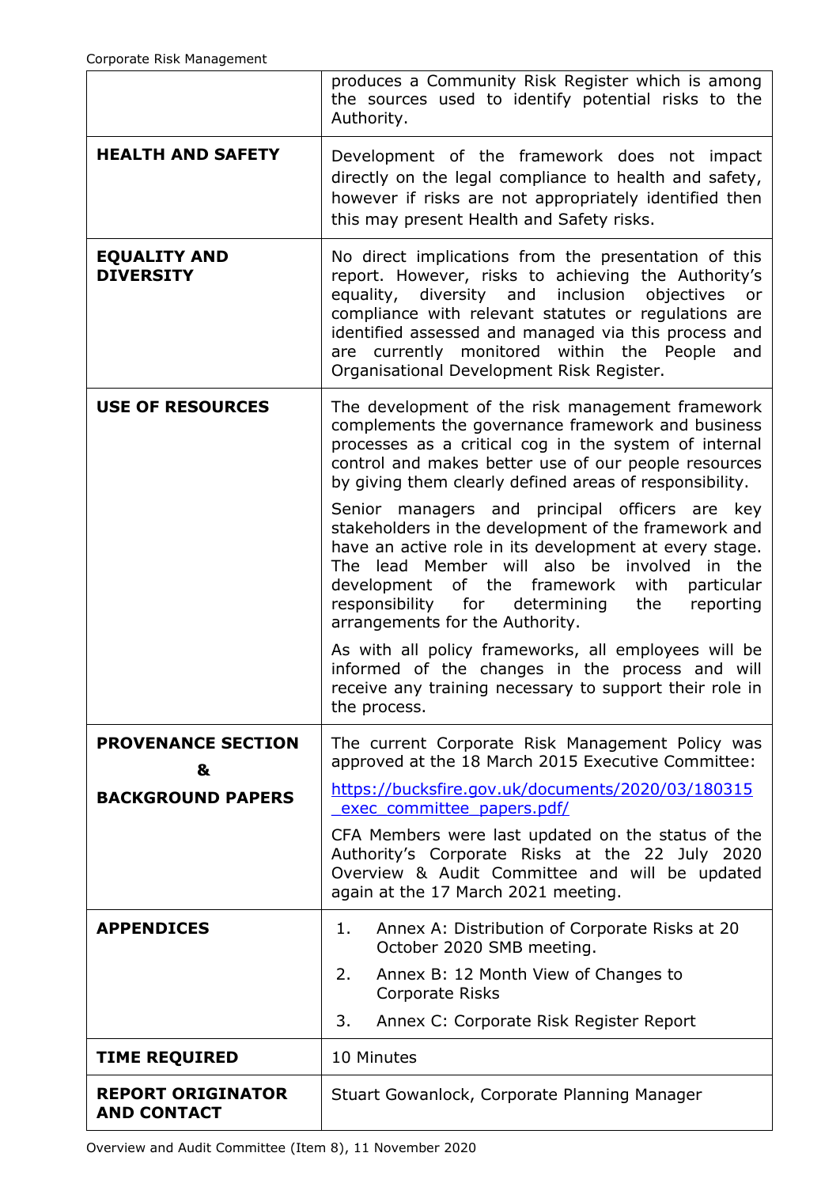| | |
|---|---|
| | produces a Community Risk Register which is among the sources used to identify potential risks to the Authority. |
| **HEALTH AND SAFETY** | Development of the framework does not impact directly on the legal compliance to health and safety, however if risks are not appropriately identified then this may present Health and Safety risks. |
| **EQUALITY AND DIVERSITY** | No direct implications from the presentation of this report. However, risks to achieving the Authority's equality, diversity and inclusion objectives or compliance with relevant statutes or regulations are identified assessed and managed via this process and are currently monitored within the People and Organisational Development Risk Register. |
| **USE OF RESOURCES** | The development of the risk management framework complements the governance framework and business processes as a critical cog in the system of internal control and makes better use of our people resources by giving them clearly defined areas of responsibility.<br><br>Senior managers and principal officers are key stakeholders in the development of the framework and have an active role in its development at every stage. The lead Member will also be involved in the development of the framework with particular responsibility for determining the reporting arrangements for the Authority.<br><br>As with all policy frameworks, all employees will be informed of the changes in the process and will receive any training necessary to support their role in the process. |
| **PROVENANCE SECTION & BACKGROUND PAPERS** | The current Corporate Risk Management Policy was approved at the 18 March 2015 Executive Committee:<br><br>https://bucksfire.gov.uk/documents/2020/03/180315_exec_committee_papers.pdf/<br><br>CFA Members were last updated on the status of the Authority's Corporate Risks at the 22 July 2020 Overview & Audit Committee and will be updated again at the 17 March 2021 meeting. |
| **APPENDICES** | 1. Annex A: Distribution of Corporate Risks at 20 October 2020 SMB meeting.<br>2. Annex B: 12 Month View of Changes to Corporate Risks<br>3. Annex C: Corporate Risk Register Report |
| **TIME REQUIRED** | 10 Minutes |
| **REPORT ORIGINATOR AND CONTACT** | Stuart Gowanlock, Corporate Planning Manager |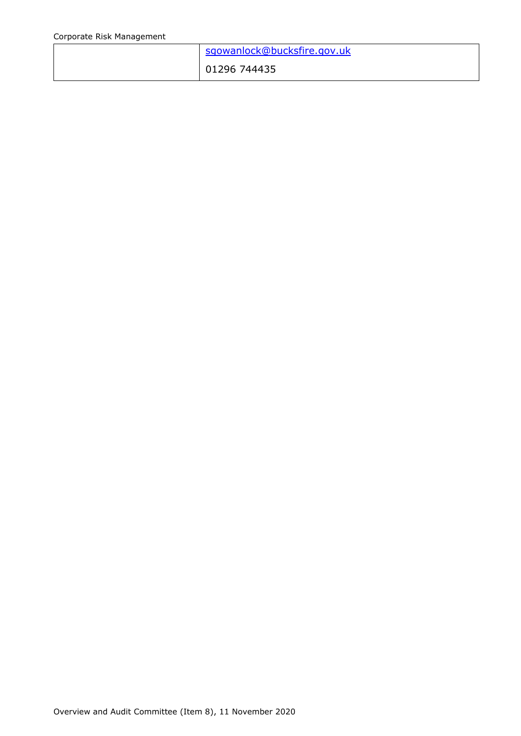|  | sgowanlock@bucksfire.gov.uk |
|---|---|
|  | 01296 744435 |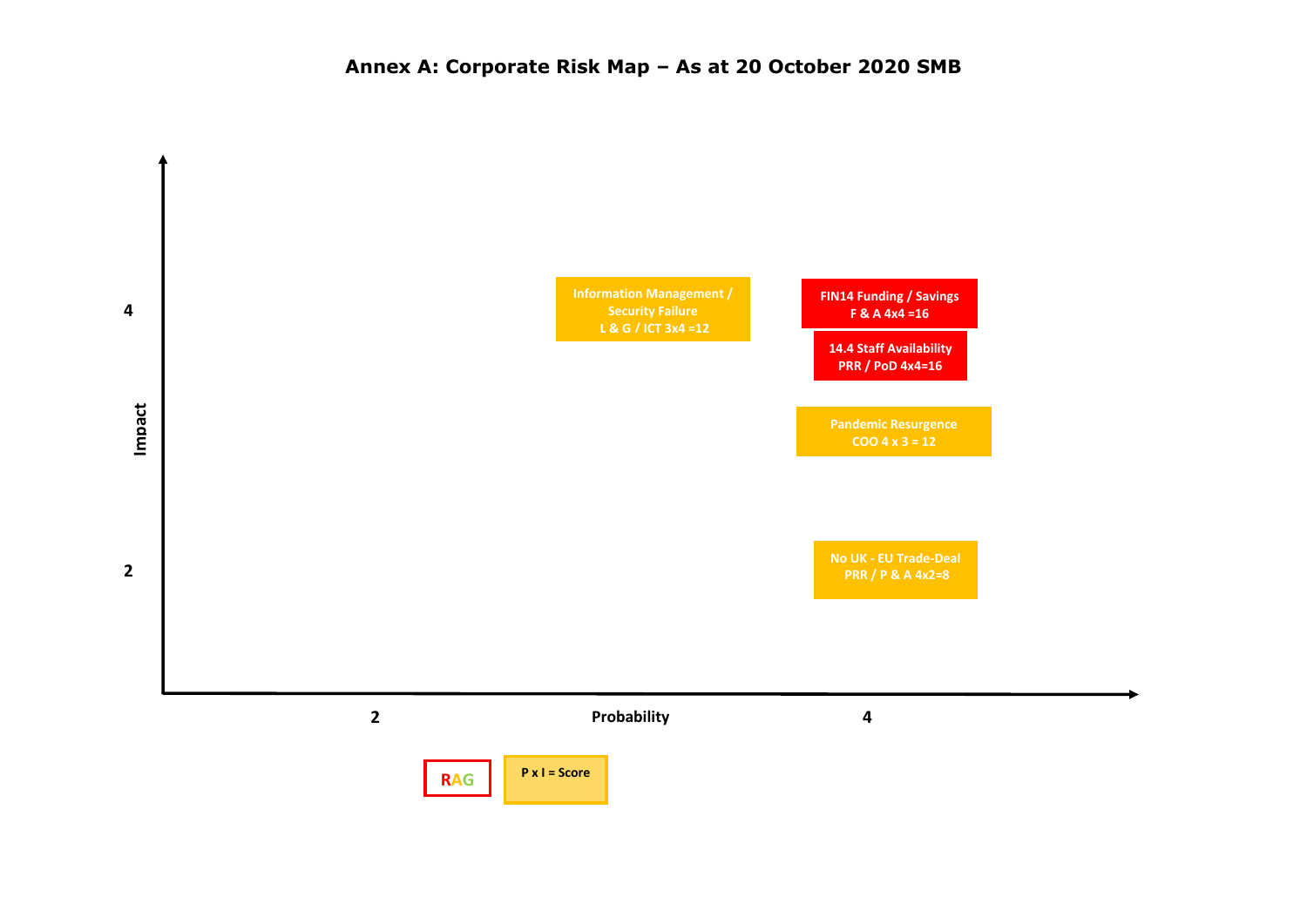# Annex A: Corporate Risk Map – As at 20 October 2020 SMB

Impact

4

2

Information Management / Security Failure
L & G / ICT 3x4 =12

FIN14 Funding / Savings
F & A 4x4 =16

14.4 Staff Availability
PRR / PoD 4x4=16

Pandemic Resurgence
COO 4 x 3 = 12

No UK - EU Trade-Deal
PRR / P & A 4x2=8

2 Probability 4

RAG

P x I = Score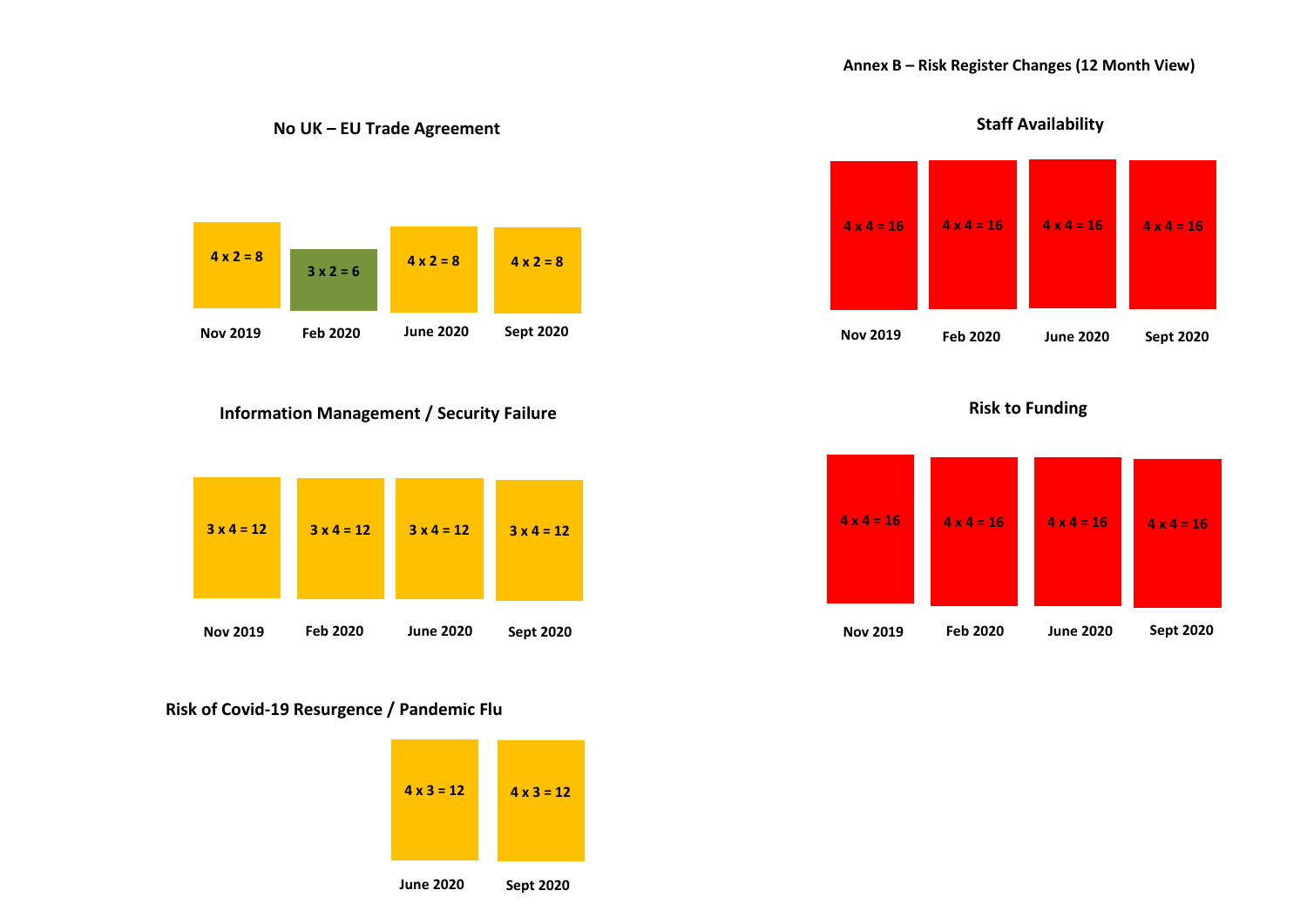## Annex B – Risk Register Changes (12 Month View)

### No UK – EU Trade Agreement

| Nov 2019 | Feb 2020 | June 2020 | Sept 2020 |
|---|---|---|---|
| 4 x 2 = 8 | 3 x 2 = 6 | 4 x 2 = 8 | 4 x 2 = 8 |

### Staff Availability

| Nov 2019 | Feb 2020 | June 2020 | Sept 2020 |
|---|---|---|---|
| 4 x 4 = 16 | 4 x 4 = 16 | 4 x 4 = 16 | 4 x 4 = 16 |

### Information Management / Security Failure

| Nov 2019 | Feb 2020 | June 2020 | Sept 2020 |
|---|---|---|---|
| 3 x 4 = 12 | 3 x 4 = 12 | 3 x 4 = 12 | 3 x 4 = 12 |

### Risk to Funding

| Nov 2019 | Feb 2020 | June 2020 | Sept 2020 |
|---|---|---|---|
| 4 x 4 = 16 | 4 x 4 = 16 | 4 x 4 = 16 | 4 x 4 = 16 |

### Risk of Covid-19 Resurgence / Pandemic Flu

| June 2020 | Sept 2020 |
|---|---|
| 4 x 3 = 12 | 4 x 3 = 12 |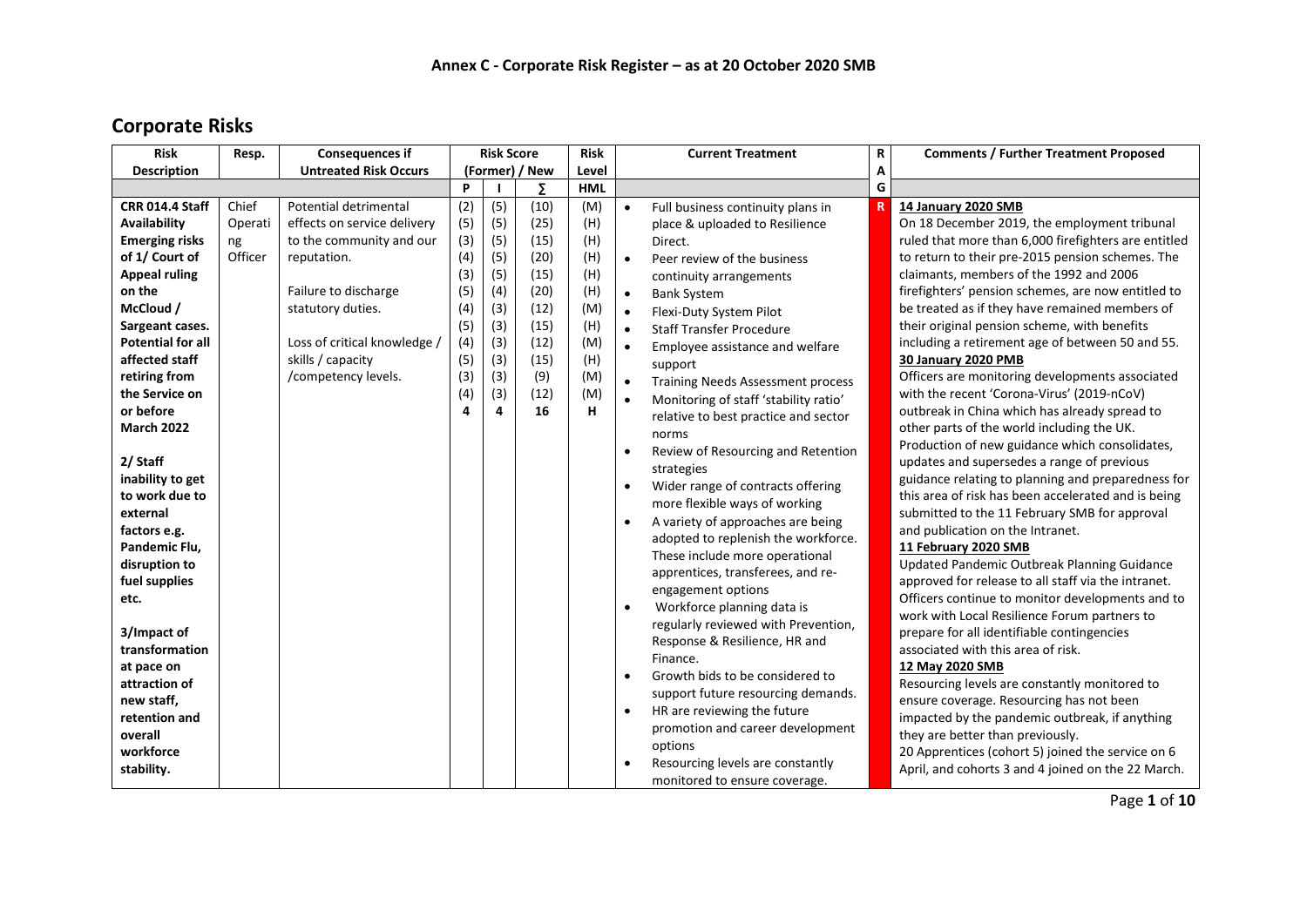## Annex C - Corporate Risk Register – as at 20 October 2020 SMB

# Corporate Risks

| Risk Description | Resp. | Consequences if Untreated Risk Occurs | Risk Score (Former) / New | | | Risk Level | Current Treatment | RAG | Comments / Further Treatment Proposed |
|---|---|---|---|---|---|---|---|---|---|
| | | | P | I | ∑ | HML | | | |
| **CRR 014.4 Staff Availability Emerging risks of 1/ Court of Appeal ruling on the McCloud / Sargeant cases. Potential for all affected staff retiring from the Service on or before March 2022**<br><br>**2/ Staff inability to get to work due to external factors e.g. Pandemic Flu, disruption to fuel supplies etc.**<br><br>**3/Impact of transformation at pace on attraction of new staff, retention and overall workforce stability.** | Chief Operating Officer | Potential detrimental effects on service delivery to the community and our reputation.<br><br>Failure to discharge statutory duties.<br><br>Loss of critical knowledge / skills / capacity /competency levels. | (2)<br>(5)<br>(3)<br>(4)<br>(3)<br>(5)<br>(4)<br>(5)<br>(4)<br>(5)<br>(3)<br>(4)<br>4 | (5)<br>(5)<br>(5)<br>(5)<br>(5)<br>(4)<br>(3)<br>(3)<br>(3)<br>(3)<br>(3)<br>(3)<br>4 | (10)<br>(25)<br>(15)<br>(20)<br>(15)<br>(20)<br>(12)<br>(15)<br>(12)<br>(15)<br>(9)<br>(12)<br>16 | (M)<br>(H)<br>(H)<br>(H)<br>(H)<br>(H)<br>(M)<br>(H)<br>(M)<br>(H)<br>(M)<br>(M)<br>H | • Full business continuity plans in place & uploaded to Resilience Direct.<br>• Peer review of the business continuity arrangements<br>• Bank System<br>• Flexi-Duty System Pilot<br>• Staff Transfer Procedure<br>• Employee assistance and welfare support<br>• Training Needs Assessment process<br>• Monitoring of staff 'stability ratio' relative to best practice and sector norms<br>• Review of Resourcing and Retention strategies<br>• Wider range of contracts offering more flexible ways of working<br>• A variety of approaches are being adopted to replenish the workforce. These include more operational apprentices, transferees, and re-engagement options<br>• Workforce planning data is regularly reviewed with Prevention, Response & Resilience, HR and Finance.<br>• Growth bids to be considered to support future resourcing demands.<br>• HR are reviewing the future promotion and career development options<br>• Resourcing levels are constantly monitored to ensure coverage. | R | **14 January 2020 SMB**<br>On 18 December 2019, the employment tribunal ruled that more than 6,000 firefighters are entitled to return to their pre-2015 pension schemes. The claimants, members of the 1992 and 2006 firefighters' pension schemes, are now entitled to be treated as if they have remained members of their original pension scheme, with benefits including a retirement age of between 50 and 55.<br>**30 January 2020 PMB**<br>Officers are monitoring developments associated with the recent 'Corona-Virus' (2019-nCoV) outbreak in China which has already spread to other parts of the world including the UK. Production of new guidance which consolidates, updates and supersedes a range of previous guidance relating to planning and preparedness for this area of risk has been accelerated and is being submitted to the 11 February SMB for approval and publication on the Intranet.<br>**11 February 2020 SMB**<br>Updated Pandemic Outbreak Planning Guidance approved for release to all staff via the intranet. Officers continue to monitor developments and to work with Local Resilience Forum partners to prepare for all identifiable contingencies associated with this area of risk.<br>**12 May 2020 SMB**<br>Resourcing levels are constantly monitored to ensure coverage. Resourcing has not been impacted by the pandemic outbreak, if anything they are better than previously.<br>20 Apprentices (cohort 5) joined the service on 6 April, and cohorts 3 and 4 joined on the 22 March. |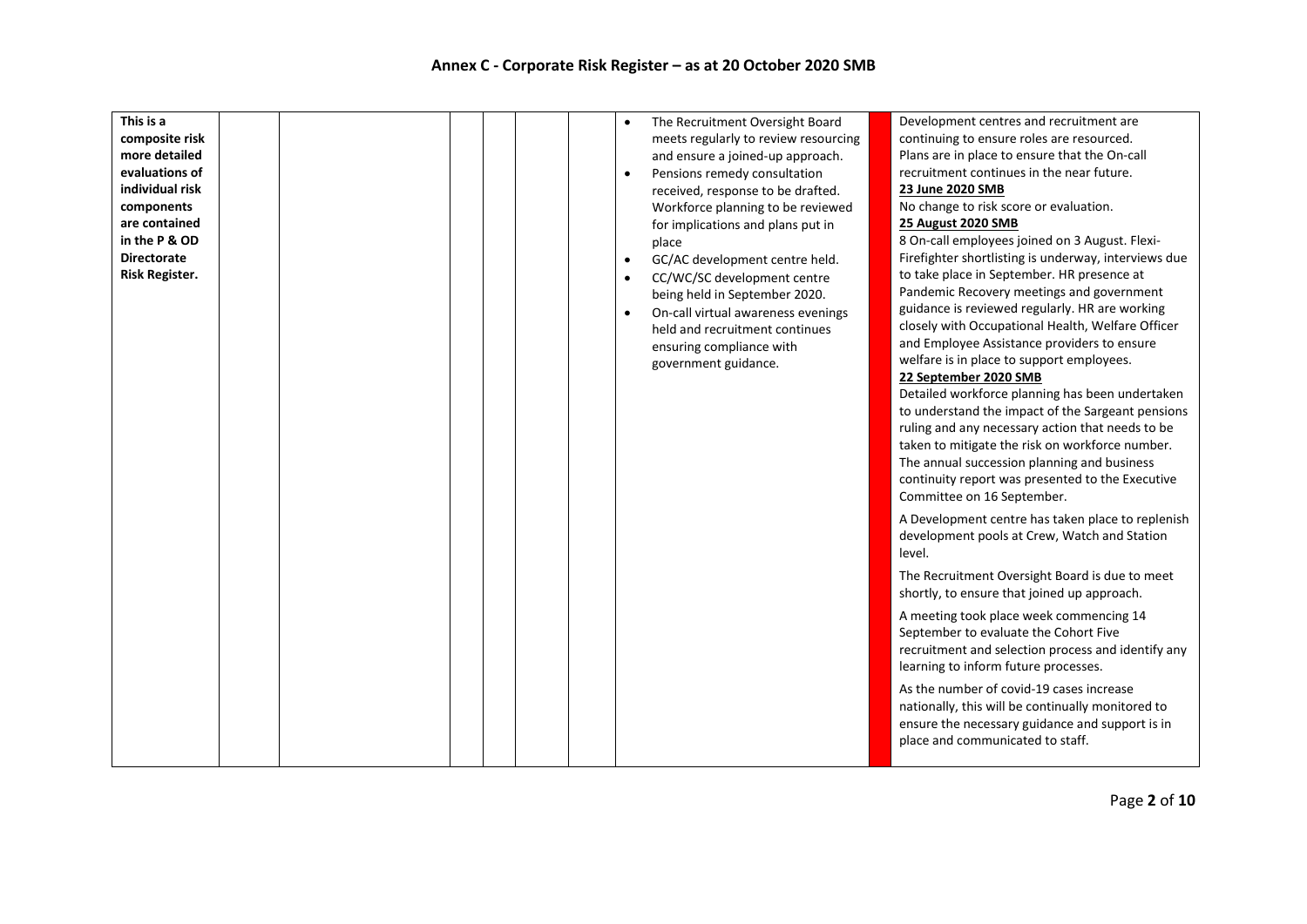## Annex C - Corporate Risk Register – as at 20 October 2020 SMB

| | | | | | | | | | |
|---|---|---|---|---|---|---|---|---|---|
| **This is a composite risk more detailed evaluations of individual risk components are contained in the P & OD Directorate Risk Register.** | | | | | | | • The Recruitment Oversight Board meets regularly to review resourcing and ensure a joined-up approach.<br>• Pensions remedy consultation received, response to be drafted. Workforce planning to be reviewed for implications and plans put in place<br>• GC/AC development centre held.<br>• CC/WC/SC development centre being held in September 2020.<br>• On-call virtual awareness evenings held and recruitment continues ensuring compliance with government guidance. | | Development centres and recruitment are continuing to ensure roles are resourced. Plans are in place to ensure that the On-call recruitment continues in the near future.<br>**23 June 2020 SMB**<br>No change to risk score or evaluation.<br>**25 August 2020 SMB**<br>8 On-call employees joined on 3 August. Flexi-Firefighter shortlisting is underway, interviews due to take place in September. HR presence at Pandemic Recovery meetings and government guidance is reviewed regularly. HR are working closely with Occupational Health, Welfare Officer and Employee Assistance providers to ensure welfare is in place to support employees.<br>**22 September 2020 SMB**<br>Detailed workforce planning has been undertaken to understand the impact of the Sargeant pensions ruling and any necessary action that needs to be taken to mitigate the risk on workforce number. The annual succession planning and business continuity report was presented to the Executive Committee on 16 September.<br><br>A Development centre has taken place to replenish development pools at Crew, Watch and Station level.<br><br>The Recruitment Oversight Board is due to meet shortly, to ensure that joined up approach.<br><br>A meeting took place week commencing 14 September to evaluate the Cohort Five recruitment and selection process and identify any learning to inform future processes.<br><br>As the number of covid-19 cases increase nationally, this will be continually monitored to ensure the necessary guidance and support is in place and communicated to staff. |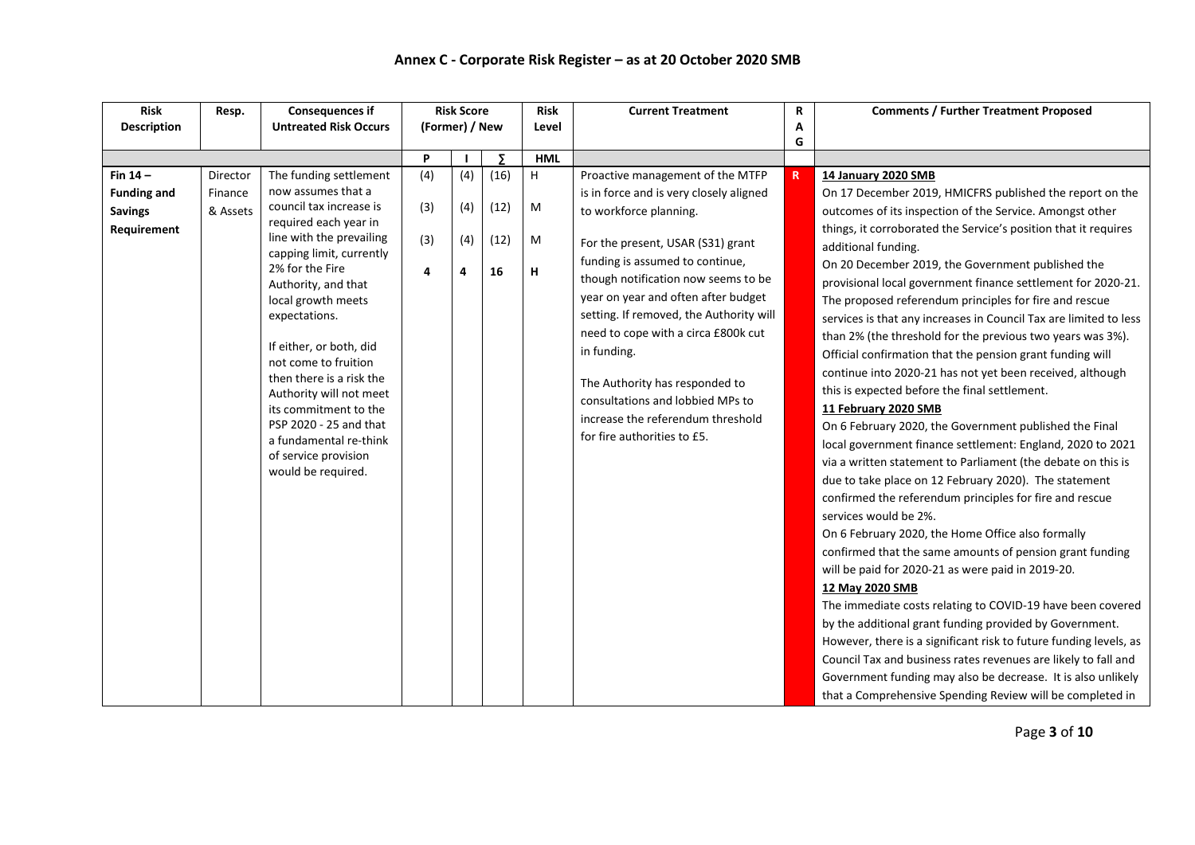# Annex C - Corporate Risk Register – as at 20 October 2020 SMB

| Risk Description | Resp. | Consequences if Untreated Risk Occurs | Risk Score (Former) / New | | | Risk Level | Current Treatment | RAG | Comments / Further Treatment Proposed |
|---|---|---|---|---|---|---|---|---|---|
| | | | P | I | ∑ | HML | | | |
| **Fin 14 – Funding and Savings Requirement** | Director Finance & Assets | The funding settlement now assumes that a council tax increase is required each year in line with the prevailing capping limit, currently 2% for the Fire Authority, and that local growth meets expectations.<br><br>If either, or both, did not come to fruition then there is a risk the Authority will not meet its commitment to the PSP 2020 - 25 and that a fundamental re-think of service provision would be required. | (4)<br>(3)<br>(3)<br>**4** | (4)<br>(4)<br>(4)<br>**4** | (16)<br>(12)<br>(12)<br>**16** | H<br>M<br>M<br>**H** | Proactive management of the MTFP is in force and is very closely aligned to workforce planning.<br><br>For the present, USAR (S31) grant funding is assumed to continue, though notification now seems to be year on year and often after budget setting. If removed, the Authority will need to cope with a circa £800k cut in funding.<br><br>The Authority has responded to consultations and lobbied MPs to increase the referendum threshold for fire authorities to £5. | R | **14 January 2020 SMB**<br>On 17 December 2019, HMICFRS published the report on the outcomes of its inspection of the Service. Amongst other things, it corroborated the Service's position that it requires additional funding.<br>On 20 December 2019, the Government published the provisional local government finance settlement for 2020-21. The proposed referendum principles for fire and rescue services is that any increases in Council Tax are limited to less than 2% (the threshold for the previous two years was 3%). Official confirmation that the pension grant funding will continue into 2020-21 has not yet been received, although this is expected before the final settlement.<br>**11 February 2020 SMB**<br>On 6 February 2020, the Government published the Final local government finance settlement: England, 2020 to 2021 via a written statement to Parliament (the debate on this is due to take place on 12 February 2020). The statement confirmed the referendum principles for fire and rescue services would be 2%.<br>On 6 February 2020, the Home Office also formally confirmed that the same amounts of pension grant funding will be paid for 2020-21 as were paid in 2019-20.<br>**12 May 2020 SMB**<br>The immediate costs relating to COVID-19 have been covered by the additional grant funding provided by Government. However, there is a significant risk to future funding levels, as Council Tax and business rates revenues are likely to fall and Government funding may also be decrease. It is also unlikely that a Comprehensive Spending Review will be completed in |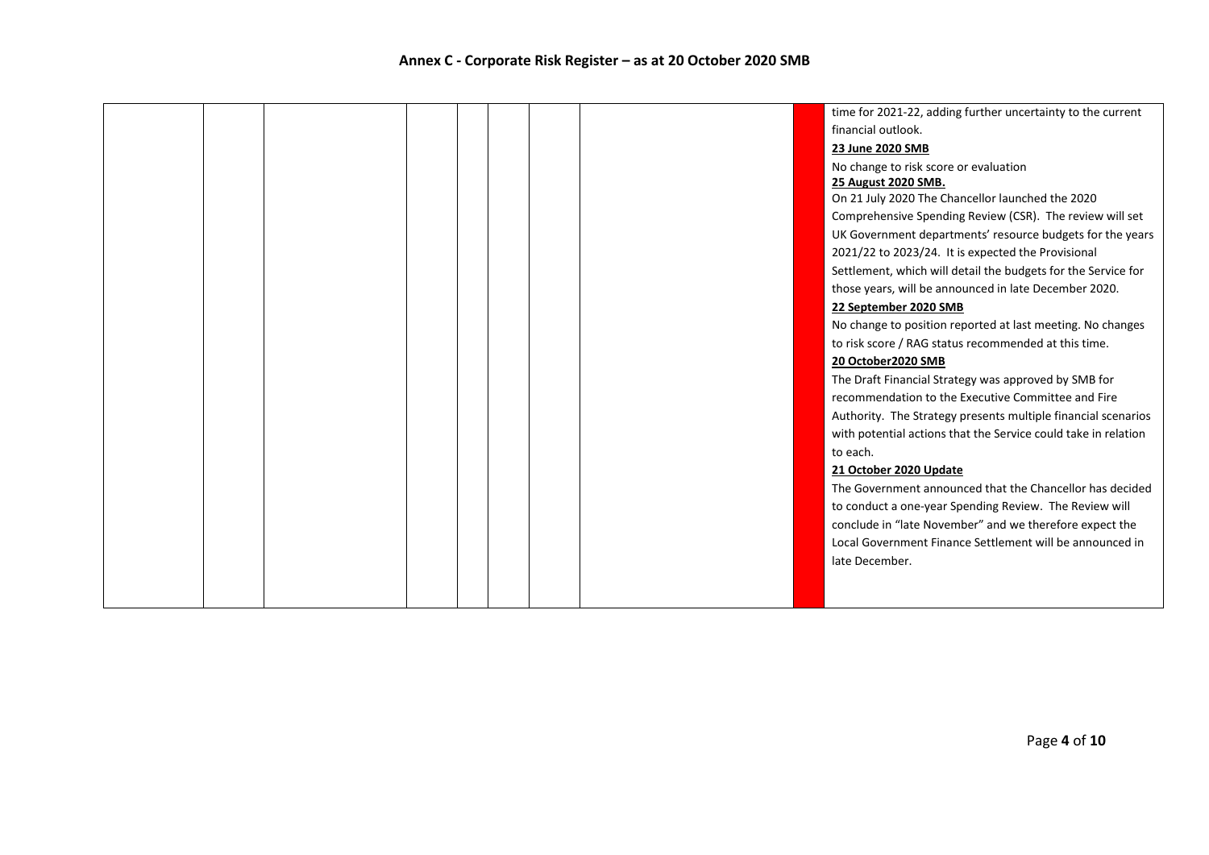| | | | | | | | | | |
|---|---|---|---|---|---|---|---|---|---|
| | | | | | | | | | time for 2021-22, adding further uncertainty to the current financial outlook.<br>**23 June 2020 SMB**<br>No change to risk score or evaluation<br>**25 August 2020 SMB.**<br>On 21 July 2020 The Chancellor launched the 2020 Comprehensive Spending Review (CSR). The review will set UK Government departments' resource budgets for the years 2021/22 to 2023/24. It is expected the Provisional Settlement, which will detail the budgets for the Service for those years, will be announced in late December 2020.<br>**22 September 2020 SMB**<br>No change to position reported at last meeting. No changes to risk score / RAG status recommended at this time.<br>**20 October2020 SMB**<br>The Draft Financial Strategy was approved by SMB for recommendation to the Executive Committee and Fire Authority. The Strategy presents multiple financial scenarios with potential actions that the Service could take in relation to each.<br>**21 October 2020 Update**<br>The Government announced that the Chancellor has decided to conduct a one-year Spending Review. The Review will conclude in "late November" and we therefore expect the Local Government Finance Settlement will be announced in late December. |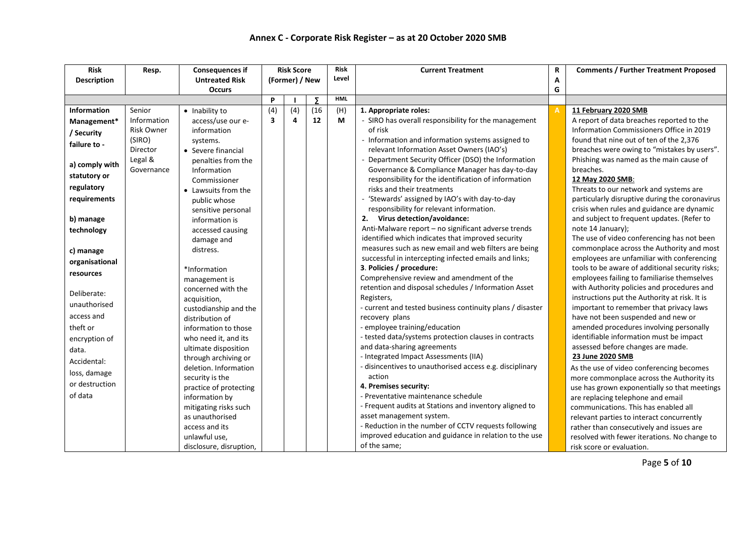# Annex C - Corporate Risk Register – as at 20 October 2020 SMB

| Risk Description | Resp. | Consequences if Untreated Risk Occurs | Risk Score (Former) / New | | | Risk Level | Current Treatment | RAG | Comments / Further Treatment Proposed |
|---|---|---|---|---|---|---|---|---|---|
| | | | P | I | ∑ | HML | | | |
| **Information Management* / Security failure to -**<br><br>**a) comply with statutory or regulatory requirements**<br><br>**b) manage technology**<br><br>**c) manage organisational resources**<br><br>Deliberate: unauthorised access and theft or encryption of data.<br>Accidental: loss, damage or destruction of data | Senior Information Risk Owner (SIRO) Director Legal & Governance | • Inability to access/use our e-information systems.<br>• Severe financial penalties from the Information Commissioner<br>• Lawsuits from the public whose sensitive personal information is accessed causing damage and distress.<br><br>*Information management is concerned with the acquisition, custodianship and the distribution of information to those who need it, and its ultimate disposition through archiving or deletion. Information security is the practice of protecting information by mitigating risks such as unauthorised access and its unlawful use, disclosure, disruption, | (4)<br>**3** | (4)<br>**4** | (16<br>**12** | (H)<br>**M** | **1. Appropriate roles:**<br>- SIRO has overall responsibility for the management of risk<br>- Information and information systems assigned to relevant Information Asset Owners (IAO's)<br>- Department Security Officer (DSO) the Information Governance & Compliance Manager has day-to-day responsibility for the identification of information risks and their treatments<br>- 'Stewards' assigned by IAO's with day-to-day responsibility for relevant information.<br>**2. Virus detection/avoidance:**<br>Anti-Malware report – no significant adverse trends identified which indicates that improved security measures such as new email and web filters are being successful in intercepting infected emails and links;<br>**3. Policies / procedure:**<br>Comprehensive review and amendment of the retention and disposal schedules / Information Asset Registers,<br>- current and tested business continuity plans / disaster recovery plans<br>- employee training/education<br>- tested data/systems protection clauses in contracts and data-sharing agreements<br>- Integrated Impact Assessments (IIA)<br>- disincentives to unauthorised access e.g. disciplinary action<br>**4. Premises security:**<br>- Preventative maintenance schedule<br>- Frequent audits at Stations and inventory aligned to asset management system.<br>- Reduction in the number of CCTV requests following improved education and guidance in relation to the use of the same; | A | **11 February 2020 SMB**<br>A report of data breaches reported to the Information Commissioners Office in 2019 found that nine out of ten of the 2,376 breaches were owing to "mistakes by users". Phishing was named as the main cause of breaches.<br>**12 May 2020 SMB**:<br>Threats to our network and systems are particularly disruptive during the coronavirus crisis when rules and guidance are dynamic and subject to frequent updates. (Refer to note 14 January);<br>The use of video conferencing has not been commonplace across the Authority and most employees are unfamiliar with conferencing tools to be aware of additional security risks; employees failing to familiarise themselves with Authority policies and procedures and instructions put the Authority at risk. It is important to remember that privacy laws have not been suspended and new or amended procedures involving personally identifiable information must be impact assessed before changes are made.<br>**23 June 2020 SMB**<br>As the use of video conferencing becomes more commonplace across the Authority its use has grown exponentially so that meetings are replacing telephone and email communications. This has enabled all relevant parties to interact concurrently rather than consecutively and issues are resolved with fewer iterations. No change to risk score or evaluation. |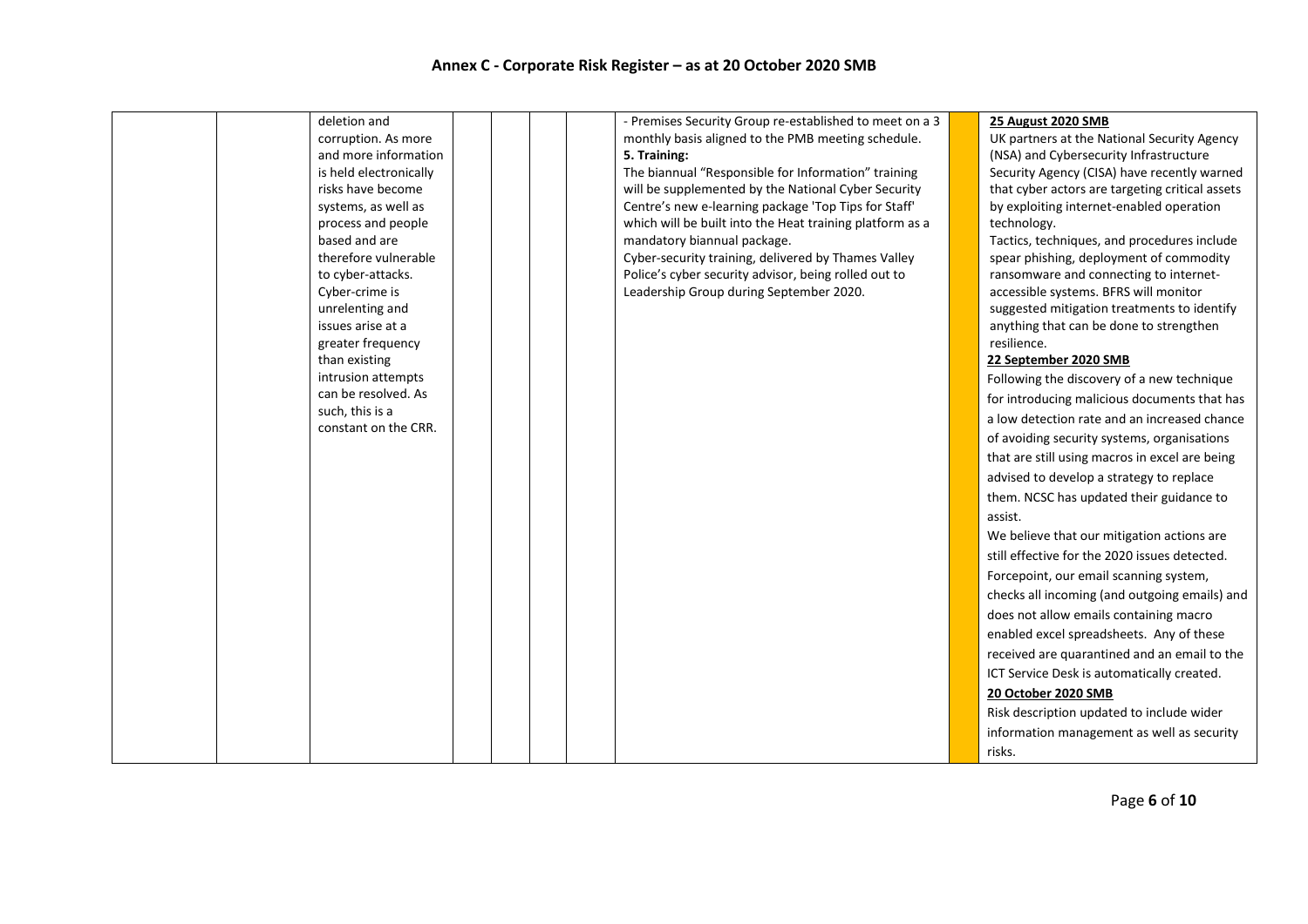# Annex C - Corporate Risk Register – as at 20 October 2020 SMB

| | | | | | | | | | |
|---|---|---|---|---|---|---|---|---|---|
| | | deletion and corruption. As more and more information is held electronically risks have become systems, as well as process and people based and are therefore vulnerable to cyber-attacks. Cyber-crime is unrelenting and issues arise at a greater frequency than existing intrusion attempts can be resolved. As such, this is a constant on the CRR. | | | | - Premises Security Group re-established to meet on a 3 monthly basis aligned to the PMB meeting schedule.<br>**5. Training:**<br>The biannual "Responsible for Information" training will be supplemented by the National Cyber Security Centre's new e-learning package 'Top Tips for Staff' which will be built into the Heat training platform as a mandatory biannual package.<br>Cyber-security training, delivered by Thames Valley Police's cyber security advisor, being rolled out to Leadership Group during September 2020. | | **25 August 2020 SMB**<br>UK partners at the National Security Agency (NSA) and Cybersecurity Infrastructure Security Agency (CISA) have recently warned that cyber actors are targeting critical assets by exploiting internet-enabled operation technology.<br>Tactics, techniques, and procedures include spear phishing, deployment of commodity ransomware and connecting to internet-accessible systems. BFRS will monitor suggested mitigation treatments to identify anything that can be done to strengthen resilience.<br>**22 September 2020 SMB**<br>Following the discovery of a new technique for introducing malicious documents that has a low detection rate and an increased chance of avoiding security systems, organisations that are still using macros in excel are being advised to develop a strategy to replace them. NCSC has updated their guidance to assist.<br>We believe that our mitigation actions are still effective for the 2020 issues detected.<br>Forcepoint, our email scanning system, checks all incoming (and outgoing emails) and does not allow emails containing macro enabled excel spreadsheets. Any of these received are quarantined and an email to the ICT Service Desk is automatically created.<br>**20 October 2020 SMB**<br>Risk description updated to include wider information management as well as security risks. |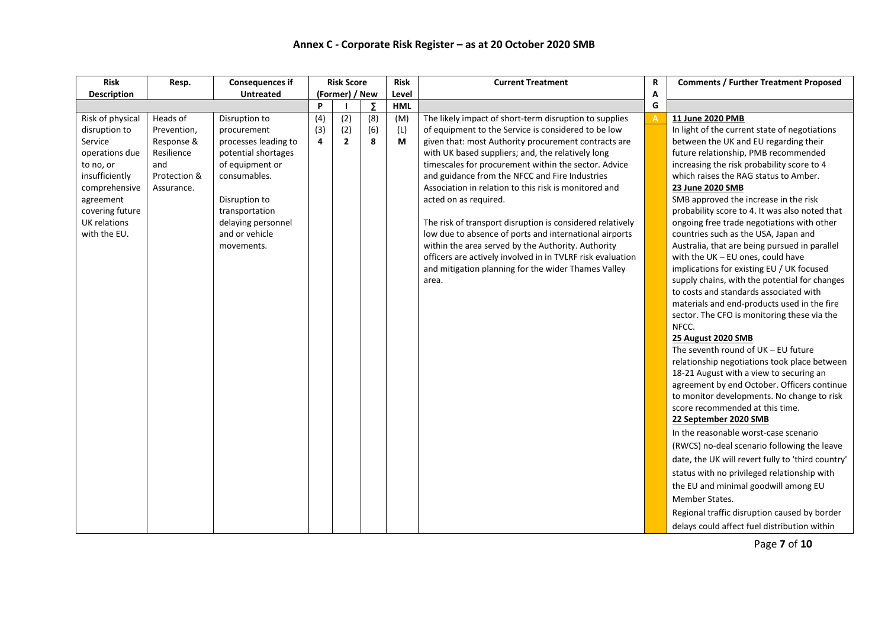# Annex C - Corporate Risk Register – as at 20 October 2020 SMB

| Risk Description | Resp. | Consequences if Untreated | Risk Score (Former) / New | | | Risk Level | Current Treatment | RAG | Comments / Further Treatment Proposed |
|---|---|---|---|---|---|---|---|---|---|
| | | | P | I | ∑ | HML | | | |
| Risk of physical disruption to Service operations due to no, or insufficiently comprehensive agreement covering future UK relations with the EU. | Heads of Prevention, Response & Resilience and Protection & Assurance. | Disruption to procurement processes leading to potential shortages of equipment or consumables.<br><br>Disruption to transportation delaying personnel and or vehicle movements. | (4)<br>(3)<br>**4** | (2)<br>(2)<br>**2** | (8)<br>(6)<br>**8** | (M)<br>(L)<br>**M** | The likely impact of short-term disruption to supplies of equipment to the Service is considered to be low given that: most Authority procurement contracts are with UK based suppliers; and, the relatively long timescales for procurement within the sector. Advice and guidance from the NFCC and Fire Industries Association in relation to this risk is monitored and acted on as required.<br><br>The risk of transport disruption is considered relatively low due to absence of ports and international airports within the area served by the Authority. Authority officers are actively involved in in TVLRF risk evaluation and mitigation planning for the wider Thames Valley area. | A | **<u>11 June 2020 PMB</u>**<br>In light of the current state of negotiations between the UK and EU regarding their future relationship, PMB recommended increasing the risk probability score to 4 which raises the RAG status to Amber.<br>**<u>23 June 2020 SMB</u>**<br>SMB approved the increase in the risk probability score to 4. It was also noted that ongoing free trade negotiations with other countries such as the USA, Japan and Australia, that are being pursued in parallel with the UK – EU ones, could have implications for existing EU / UK focused supply chains, with the potential for changes to costs and standards associated with materials and end-products used in the fire sector. The CFO is monitoring these via the NFCC.<br>**<u>25 August 2020 SMB</u>**<br>The seventh round of UK – EU future relationship negotiations took place between 18-21 August with a view to securing an agreement by end October. Officers continue to monitor developments. No change to risk score recommended at this time.<br>**<u>22 September 2020 SMB</u>**<br>In the reasonable worst-case scenario (RWCS) no-deal scenario following the leave date, the UK will revert fully to 'third country' status with no privileged relationship with the EU and minimal goodwill among EU Member States.<br>Regional traffic disruption caused by border delays could affect fuel distribution within |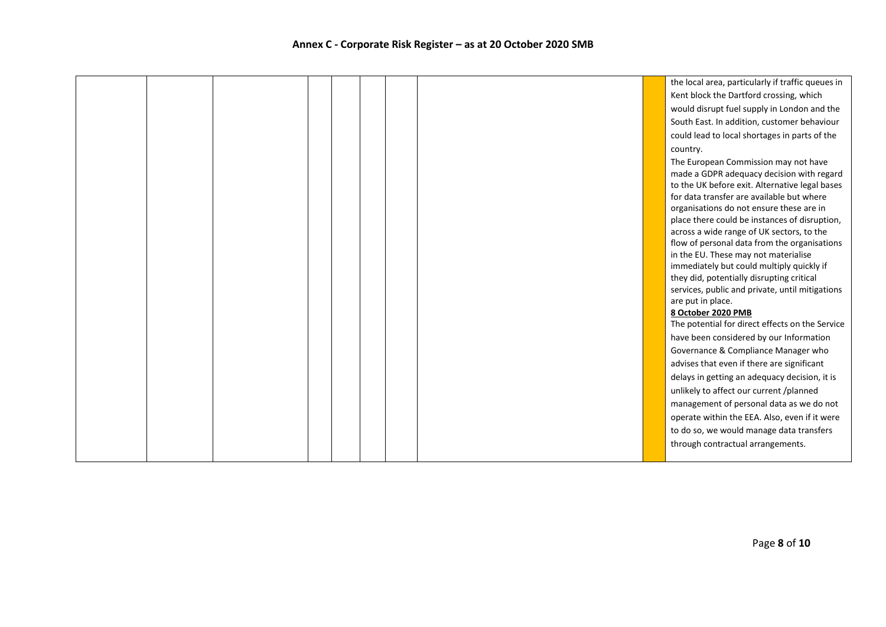# Annex C - Corporate Risk Register – as at 20 October 2020 SMB

| | | | | | | | | | |
|---|---|---|---|---|---|---|---|---|---|
| | | | | | | | | | the local area, particularly if traffic queues in Kent block the Dartford crossing, which would disrupt fuel supply in London and the South East. In addition, customer behaviour could lead to local shortages in parts of the country.<br>The European Commission may not have made a GDPR adequacy decision with regard to the UK before exit. Alternative legal bases for data transfer are available but where organisations do not ensure these are in place there could be instances of disruption, across a wide range of UK sectors, to the flow of personal data from the organisations in the EU. These may not materialise immediately but could multiply quickly if they did, potentially disrupting critical services, public and private, until mitigations are put in place.<br>**8 October 2020 PMB**<br>The potential for direct effects on the Service have been considered by our Information Governance & Compliance Manager who advises that even if there are significant delays in getting an adequacy decision, it is unlikely to affect our current /planned management of personal data as we do not operate within the EEA. Also, even if it were to do so, we would manage data transfers through contractual arrangements. |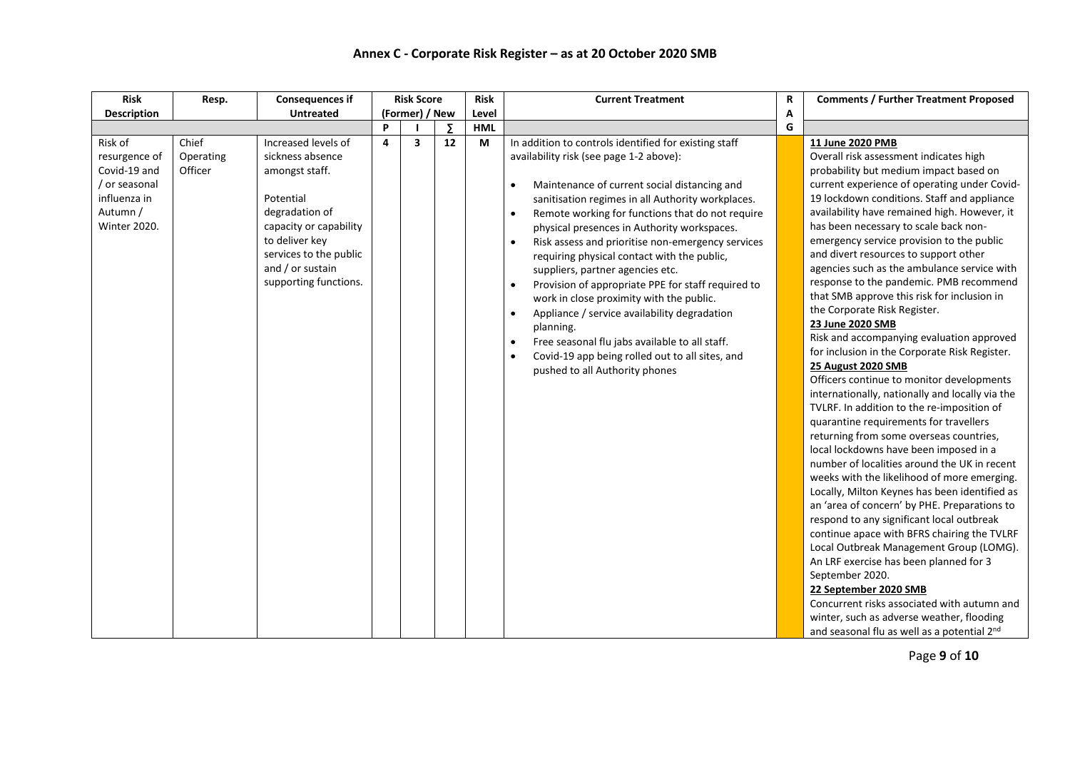# Annex C - Corporate Risk Register – as at 20 October 2020 SMB

| Risk Description | Resp. | Consequences if Untreated | Risk Score (Former) / New | | | Risk Level | Current Treatment | RAG | Comments / Further Treatment Proposed |
|---|---|---|---|---|---|---|---|---|---|
| | | | P | I | ∑ | HML | | | |
| Risk of resurgence of Covid-19 and / or seasonal influenza in Autumn / Winter 2020. | Chief Operating Officer | Increased levels of sickness absence amongst staff.<br><br>Potential degradation of capacity or capability to deliver key services to the public and / or sustain supporting functions. | 4 | 3 | 12 | M | In addition to controls identified for existing staff availability risk (see page 1-2 above):<br><br>• Maintenance of current social distancing and sanitisation regimes in all Authority workplaces.<br>• Remote working for functions that do not require physical presences in Authority workspaces.<br>• Risk assess and prioritise non-emergency services requiring physical contact with the public, suppliers, partner agencies etc.<br>• Provision of appropriate PPE for staff required to work in close proximity with the public.<br>• Appliance / service availability degradation planning.<br>• Free seasonal flu jabs available to all staff.<br>• Covid-19 app being rolled out to all sites, and pushed to all Authority phones | | **11 June 2020 PMB**<br>Overall risk assessment indicates high probability but medium impact based on current experience of operating under Covid-19 lockdown conditions. Staff and appliance availability have remained high. However, it has been necessary to scale back non-emergency service provision to the public and divert resources to support other agencies such as the ambulance service with response to the pandemic. PMB recommend that SMB approve this risk for inclusion in the Corporate Risk Register.<br>**23 June 2020 SMB**<br>Risk and accompanying evaluation approved for inclusion in the Corporate Risk Register.<br>**25 August 2020 SMB**<br>Officers continue to monitor developments internationally, nationally and locally via the TVLRF. In addition to the re-imposition of quarantine requirements for travellers returning from some overseas countries, local lockdowns have been imposed in a number of localities around the UK in recent weeks with the likelihood of more emerging. Locally, Milton Keynes has been identified as an 'area of concern' by PHE. Preparations to respond to any significant local outbreak continue apace with BFRS chairing the TVLRF Local Outbreak Management Group (LOMG). An LRF exercise has been planned for 3 September 2020.<br>**22 September 2020 SMB**<br>Concurrent risks associated with autumn and winter, such as adverse weather, flooding and seasonal flu as well as a potential 2nd |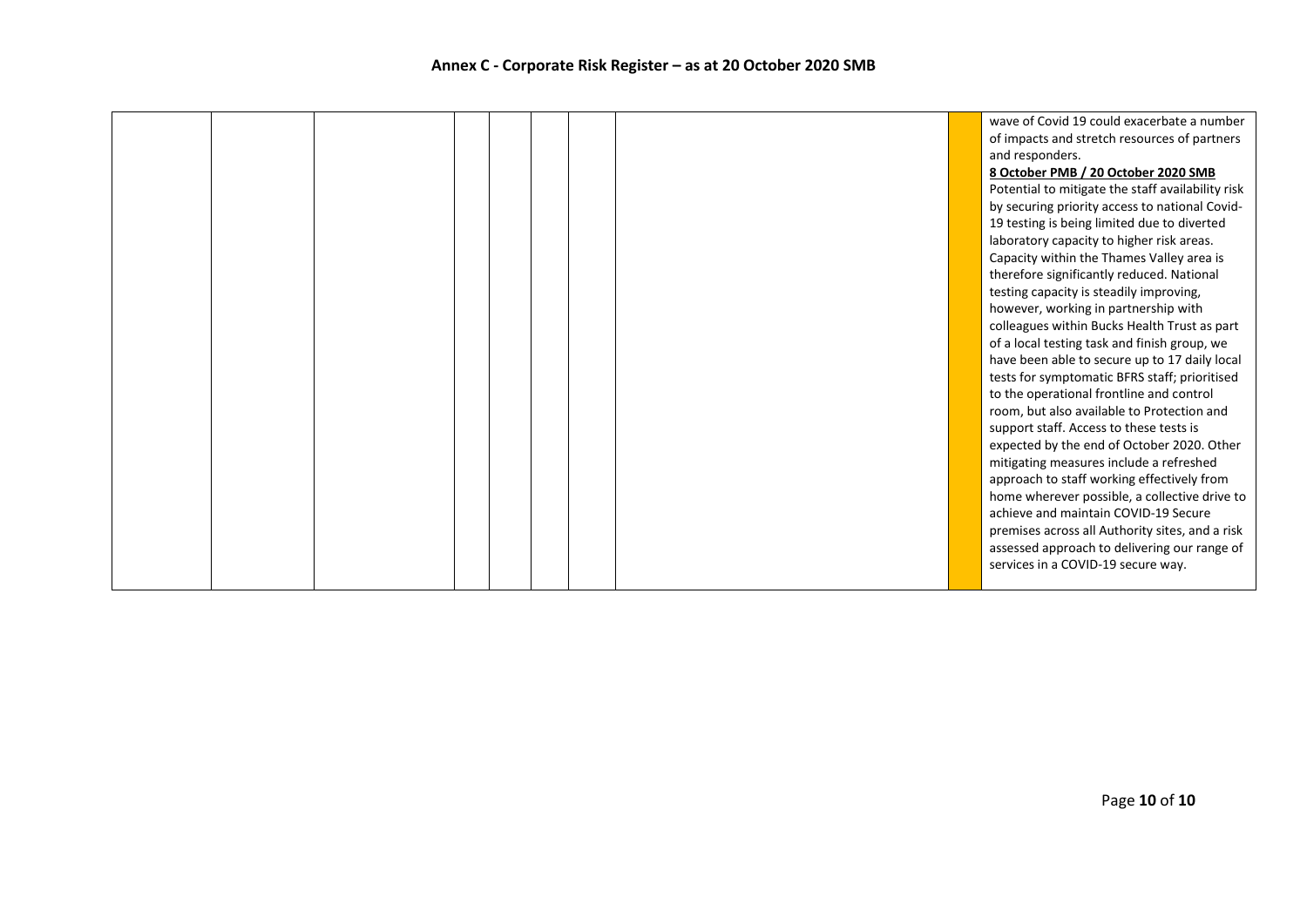| | | | | | | | | | |
|---|---|---|---|---|---|---|---|---|---|
| | | | | | | | | | wave of Covid 19 could exacerbate a number of impacts and stretch resources of partners and responders.<br>**8 October PMB / 20 October 2020 SMB**<br>Potential to mitigate the staff availability risk by securing priority access to national Covid-19 testing is being limited due to diverted laboratory capacity to higher risk areas. Capacity within the Thames Valley area is therefore significantly reduced. National testing capacity is steadily improving, however, working in partnership with colleagues within Bucks Health Trust as part of a local testing task and finish group, we have been able to secure up to 17 daily local tests for symptomatic BFRS staff; prioritised to the operational frontline and control room, but also available to Protection and support staff. Access to these tests is expected by the end of October 2020. Other mitigating measures include a refreshed approach to staff working effectively from home wherever possible, a collective drive to achieve and maintain COVID-19 Secure premises across all Authority sites, and a risk assessed approach to delivering our range of services in a COVID-19 secure way. |